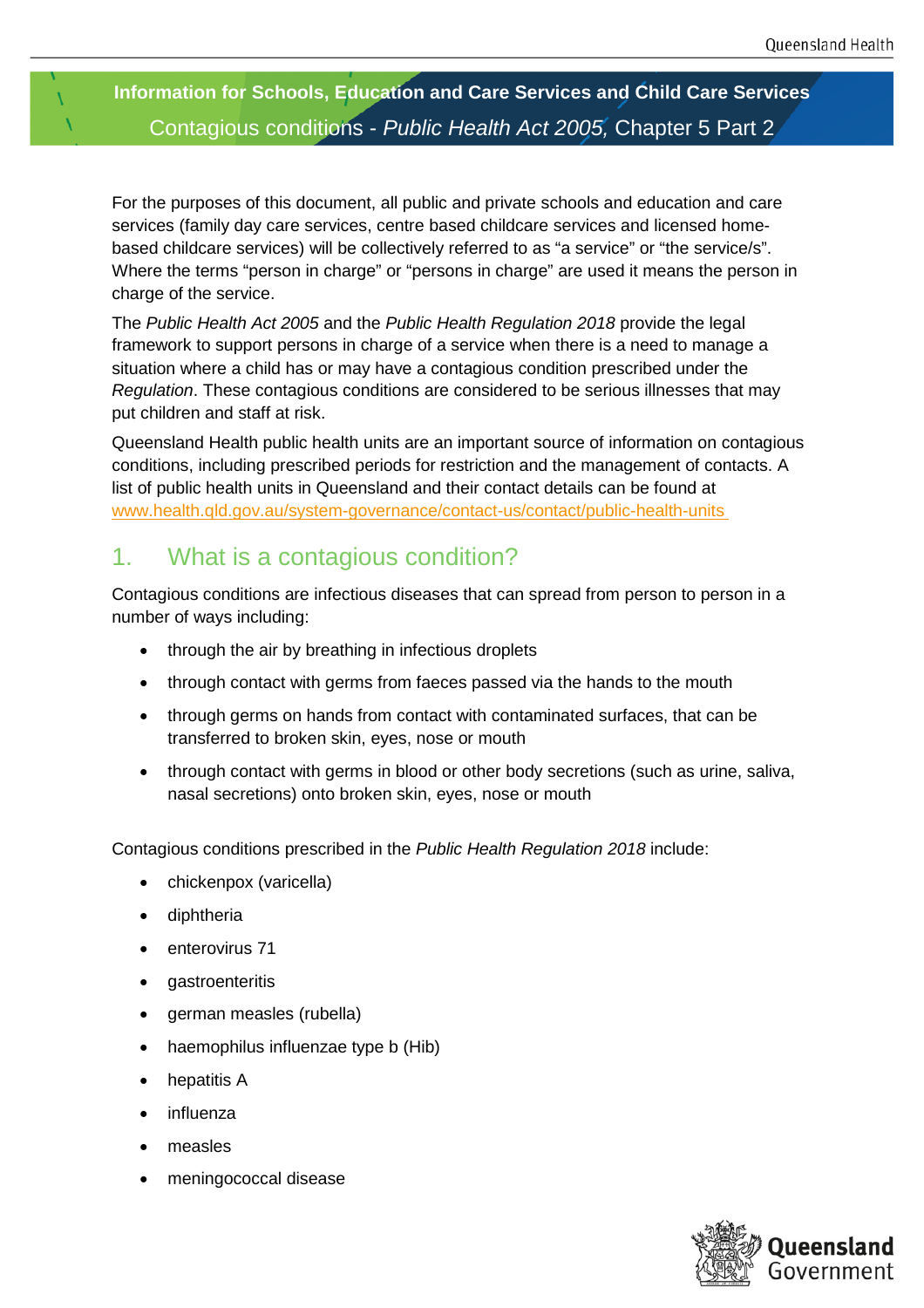# Information for Schools, Education and Care Services and Child Care Services

## Contagious conditions - *Public Health Act 2005,* Chapter 5 Part 2

For the purposes of this document, all public and private schools and education and care services (family day care services, centre based childcare services and licensed home-based childcare services) will be collectively referred to as "a service" or "the service/s". Where the terms "person in charge" or "persons in charge" are used it means the person in charge of the service.

The *Public Health Act 2005* and the *Public Health Regulation 2018* provide the legal framework to support persons in charge of a service when there is a need to manage a situation where a child has or may have a contagious condition prescribed under the *Regulation*. These contagious conditions are considered to be serious illnesses that may put children and staff at risk.

Queensland Health public health units are an important source of information on contagious conditions, including prescribed periods for restriction and the management of contacts. A list of public health units in Queensland and their contact details can be found at www.health.qld.gov.au/system-governance/contact-us/contact/public-health-units

## 1. What is a contagious condition?

Contagious conditions are infectious diseases that can spread from person to person in a number of ways including:

- through the air by breathing in infectious droplets
- through contact with germs from faeces passed via the hands to the mouth
- through germs on hands from contact with contaminated surfaces, that can be transferred to broken skin, eyes, nose or mouth
- through contact with germs in blood or other body secretions (such as urine, saliva, nasal secretions) onto broken skin, eyes, nose or mouth

Contagious conditions prescribed in the *Public Health Regulation 2018* include:

- chickenpox (varicella)
- diphtheria
- enterovirus 71
- gastroenteritis
- german measles (rubella)
- haemophilus influenzae type b (Hib)
- hepatitis A
- influenza
- measles
- meningococcal disease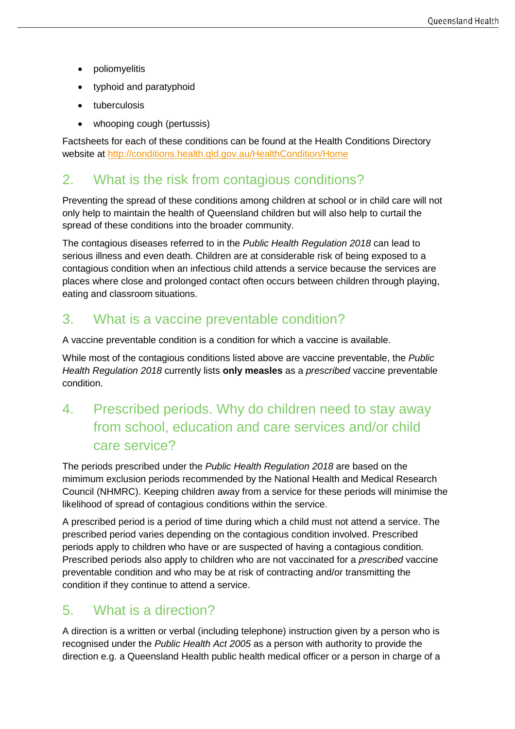- poliomyelitis
- typhoid and paratyphoid
- tuberculosis
- whooping cough (pertussis)

Factsheets for each of these conditions can be found at the Health Conditions Directory website at [http://conditions.health.qld.gov.au/HealthCondition/Home](http://conditions.health.qld.gov.au/HealthCondition/Home)

## 2. What is the risk from contagious conditions?

Preventing the spread of these conditions among children at school or in child care will not only help to maintain the health of Queensland children but will also help to curtail the spread of these conditions into the broader community.

The contagious diseases referred to in the *Public Health Regulation 2018* can lead to serious illness and even death. Children are at considerable risk of being exposed to a contagious condition when an infectious child attends a service because the services are places where close and prolonged contact often occurs between children through playing, eating and classroom situations.

## 3. What is a vaccine preventable condition?

A vaccine preventable condition is a condition for which a vaccine is available.

While most of the contagious conditions listed above are vaccine preventable, the *Public Health Regulation 2018* currently lists **only measles** as a *prescribed* vaccine preventable condition.

## 4. Prescribed periods. Why do children need to stay away from school, education and care services and/or child care service?

The periods prescribed under the *Public Health Regulation 2018* are based on the mimimum exclusion periods recommended by the National Health and Medical Research Council (NHMRC). Keeping children away from a service for these periods will minimise the likelihood of spread of contagious conditions within the service.

A prescribed period is a period of time during which a child must not attend a service. The prescribed period varies depending on the contagious condition involved. Prescribed periods apply to children who have or are suspected of having a contagious condition. Prescribed periods also apply to children who are not vaccinated for a *prescribed* vaccine preventable condition and who may be at risk of contracting and/or transmitting the condition if they continue to attend a service.

## 5. What is a direction?

A direction is a written or verbal (including telephone) instruction given by a person who is recognised under the *Public Health Act 2005* as a person with authority to provide the direction e.g. a Queensland Health public health medical officer or a person in charge of a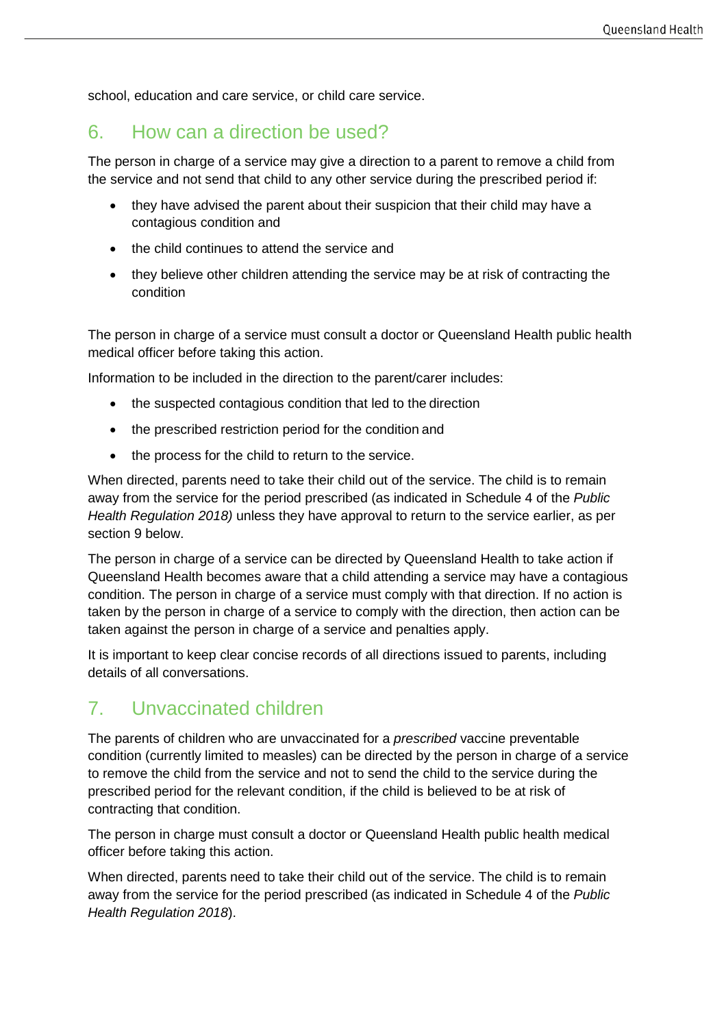school, education and care service, or child care service.

## 6. How can a direction be used?

The person in charge of a service may give a direction to a parent to remove a child from the service and not send that child to any other service during the prescribed period if:

- they have advised the parent about their suspicion that their child may have a contagious condition and
- the child continues to attend the service and
- they believe other children attending the service may be at risk of contracting the condition

The person in charge of a service must consult a doctor or Queensland Health public health medical officer before taking this action.

Information to be included in the direction to the parent/carer includes:

- the suspected contagious condition that led to the direction
- the prescribed restriction period for the condition and
- the process for the child to return to the service.

When directed, parents need to take their child out of the service. The child is to remain away from the service for the period prescribed (as indicated in Schedule 4 of the *Public Health Regulation 2018)* unless they have approval to return to the service earlier, as per section 9 below.

The person in charge of a service can be directed by Queensland Health to take action if Queensland Health becomes aware that a child attending a service may have a contagious condition. The person in charge of a service must comply with that direction. If no action is taken by the person in charge of a service to comply with the direction, then action can be taken against the person in charge of a service and penalties apply.

It is important to keep clear concise records of all directions issued to parents, including details of all conversations.

## 7. Unvaccinated children

The parents of children who are unvaccinated for a *prescribed* vaccine preventable condition (currently limited to measles) can be directed by the person in charge of a service to remove the child from the service and not to send the child to the service during the prescribed period for the relevant condition, if the child is believed to be at risk of contracting that condition.

The person in charge must consult a doctor or Queensland Health public health medical officer before taking this action.

When directed, parents need to take their child out of the service. The child is to remain away from the service for the period prescribed (as indicated in Schedule 4 of the *Public Health Regulation 2018*).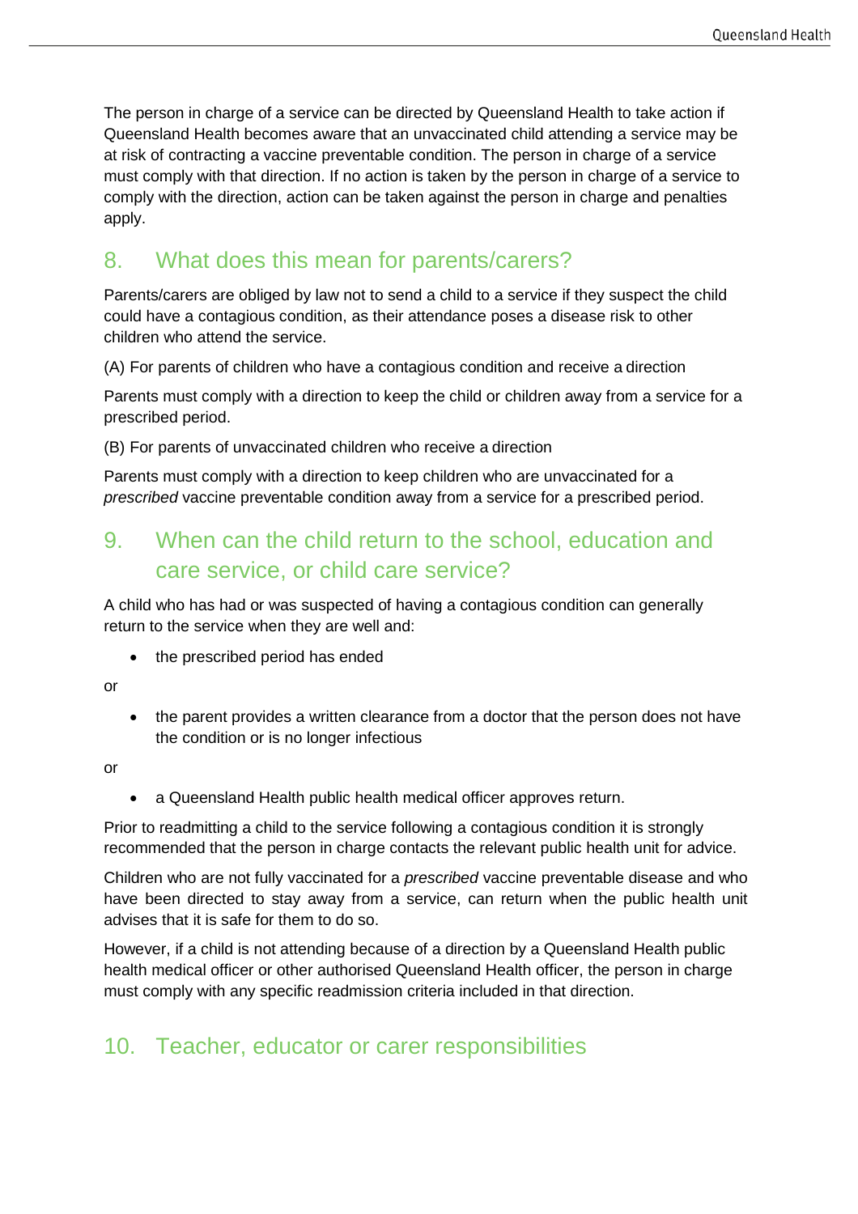The person in charge of a service can be directed by Queensland Health to take action if Queensland Health becomes aware that an unvaccinated child attending a service may be at risk of contracting a vaccine preventable condition. The person in charge of a service must comply with that direction. If no action is taken by the person in charge of a service to comply with the direction, action can be taken against the person in charge and penalties apply.

## 8. What does this mean for parents/carers?

Parents/carers are obliged by law not to send a child to a service if they suspect the child could have a contagious condition, as their attendance poses a disease risk to other children who attend the service.

(A) For parents of children who have a contagious condition and receive a direction

Parents must comply with a direction to keep the child or children away from a service for a prescribed period.

(B) For parents of unvaccinated children who receive a direction

Parents must comply with a direction to keep children who are unvaccinated for a *prescribed* vaccine preventable condition away from a service for a prescribed period.

## 9. When can the child return to the school, education and care service, or child care service?

A child who has had or was suspected of having a contagious condition can generally return to the service when they are well and:

- the prescribed period has ended

or

- the parent provides a written clearance from a doctor that the person does not have the condition or is no longer infectious

or

- a Queensland Health public health medical officer approves return.

Prior to readmitting a child to the service following a contagious condition it is strongly recommended that the person in charge contacts the relevant public health unit for advice.

Children who are not fully vaccinated for a *prescribed* vaccine preventable disease and who have been directed to stay away from a service, can return when the public health unit advises that it is safe for them to do so.

However, if a child is not attending because of a direction by a Queensland Health public health medical officer or other authorised Queensland Health officer, the person in charge must comply with any specific readmission criteria included in that direction.

## 10. Teacher, educator or carer responsibilities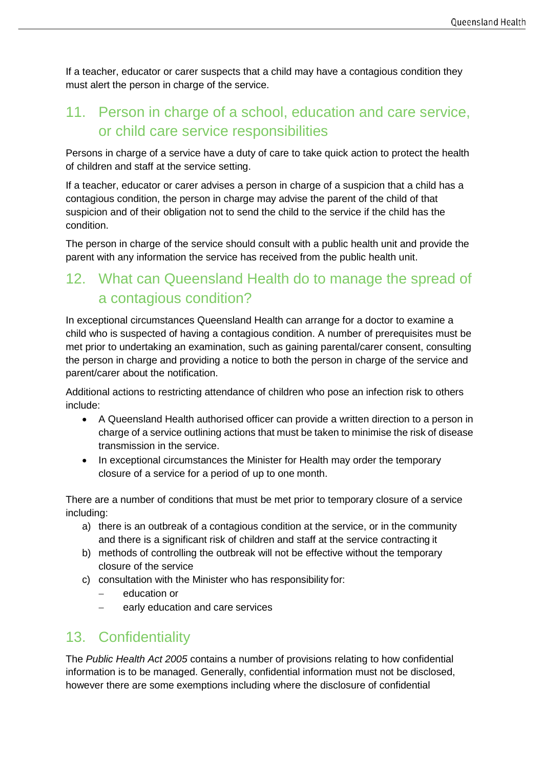If a teacher, educator or carer suspects that a child may have a contagious condition they must alert the person in charge of the service.

## 11. Person in charge of a school, education and care service, or child care service responsibilities

Persons in charge of a service have a duty of care to take quick action to protect the health of children and staff at the service setting.

If a teacher, educator or carer advises a person in charge of a suspicion that a child has a contagious condition, the person in charge may advise the parent of the child of that suspicion and of their obligation not to send the child to the service if the child has the condition.

The person in charge of the service should consult with a public health unit and provide the parent with any information the service has received from the public health unit.

## 12. What can Queensland Health do to manage the spread of a contagious condition?

In exceptional circumstances Queensland Health can arrange for a doctor to examine a child who is suspected of having a contagious condition. A number of prerequisites must be met prior to undertaking an examination, such as gaining parental/carer consent, consulting the person in charge and providing a notice to both the person in charge of the service and parent/carer about the notification.

Additional actions to restricting attendance of children who pose an infection risk to others include:

- A Queensland Health authorised officer can provide a written direction to a person in charge of a service outlining actions that must be taken to minimise the risk of disease transmission in the service.
- In exceptional circumstances the Minister for Health may order the temporary closure of a service for a period of up to one month.

There are a number of conditions that must be met prior to temporary closure of a service including:

a) there is an outbreak of a contagious condition at the service, or in the community and there is a significant risk of children and staff at the service contracting it
b) methods of controlling the outbreak will not be effective without the temporary closure of the service
c) consultation with the Minister who has responsibility for:
   - education or
   - early education and care services

## 13. Confidentiality

The *Public Health Act 2005* contains a number of provisions relating to how confidential information is to be managed. Generally, confidential information must not be disclosed, however there are some exemptions including where the disclosure of confidential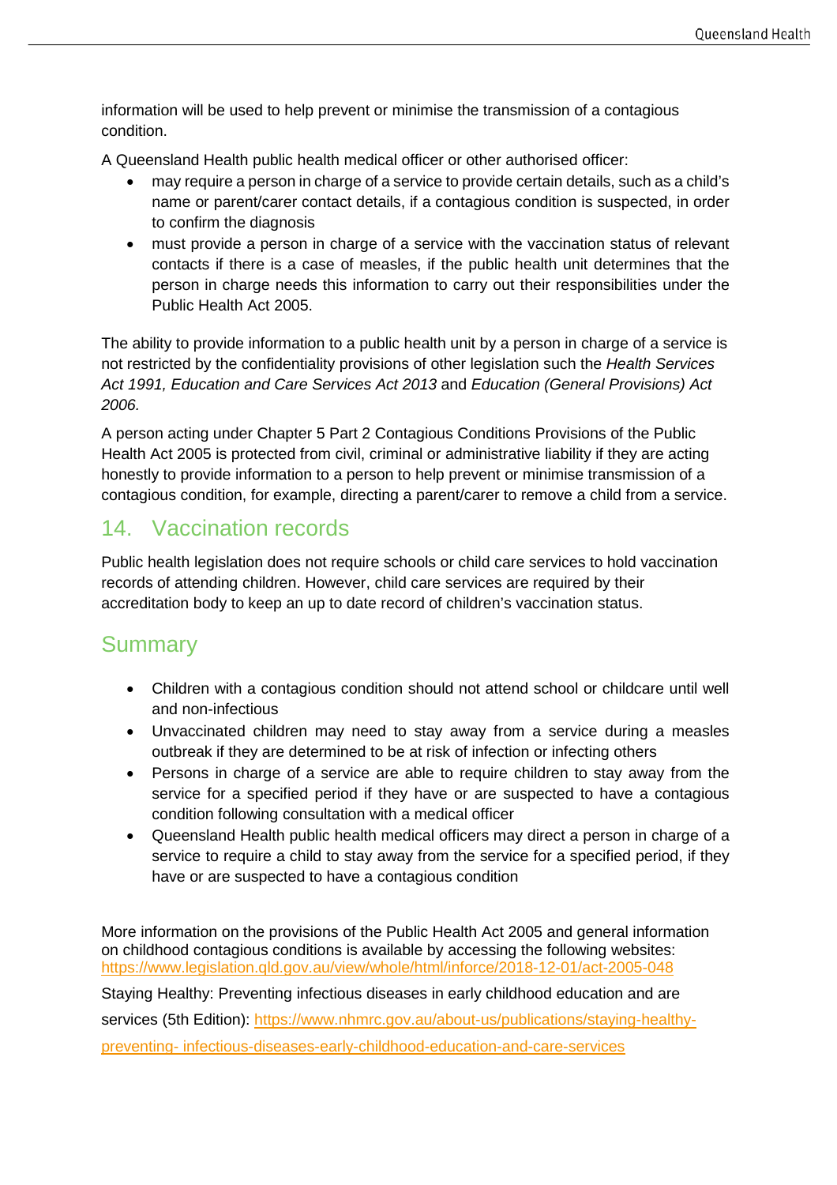information will be used to help prevent or minimise the transmission of a contagious condition.

A Queensland Health public health medical officer or other authorised officer:

- may require a person in charge of a service to provide certain details, such as a child's name or parent/carer contact details, if a contagious condition is suspected, in order to confirm the diagnosis
- must provide a person in charge of a service with the vaccination status of relevant contacts if there is a case of measles, if the public health unit determines that the person in charge needs this information to carry out their responsibilities under the Public Health Act 2005.

The ability to provide information to a public health unit by a person in charge of a service is not restricted by the confidentiality provisions of other legislation such the *Health Services Act 1991, Education and Care Services Act 2013* and *Education (General Provisions) Act 2006.*

A person acting under Chapter 5 Part 2 Contagious Conditions Provisions of the Public Health Act 2005 is protected from civil, criminal or administrative liability if they are acting honestly to provide information to a person to help prevent or minimise transmission of a contagious condition, for example, directing a parent/carer to remove a child from a service.

## 14. Vaccination records

Public health legislation does not require schools or child care services to hold vaccination records of attending children. However, child care services are required by their accreditation body to keep an up to date record of children's vaccination status.

## Summary

- Children with a contagious condition should not attend school or childcare until well and non-infectious
- Unvaccinated children may need to stay away from a service during a measles outbreak if they are determined to be at risk of infection or infecting others
- Persons in charge of a service are able to require children to stay away from the service for a specified period if they have or are suspected to have a contagious condition following consultation with a medical officer
- Queensland Health public health medical officers may direct a person in charge of a service to require a child to stay away from the service for a specified period, if they have or are suspected to have a contagious condition

More information on the provisions of the Public Health Act 2005 and general information on childhood contagious conditions is available by accessing the following websites: https://www.legislation.qld.gov.au/view/whole/html/inforce/2018-12-01/act-2005-048

Staying Healthy: Preventing infectious diseases in early childhood education and are services (5th Edition): https://www.nhmrc.gov.au/about-us/publications/staying-healthy-preventing- infectious-diseases-early-childhood-education-and-care-services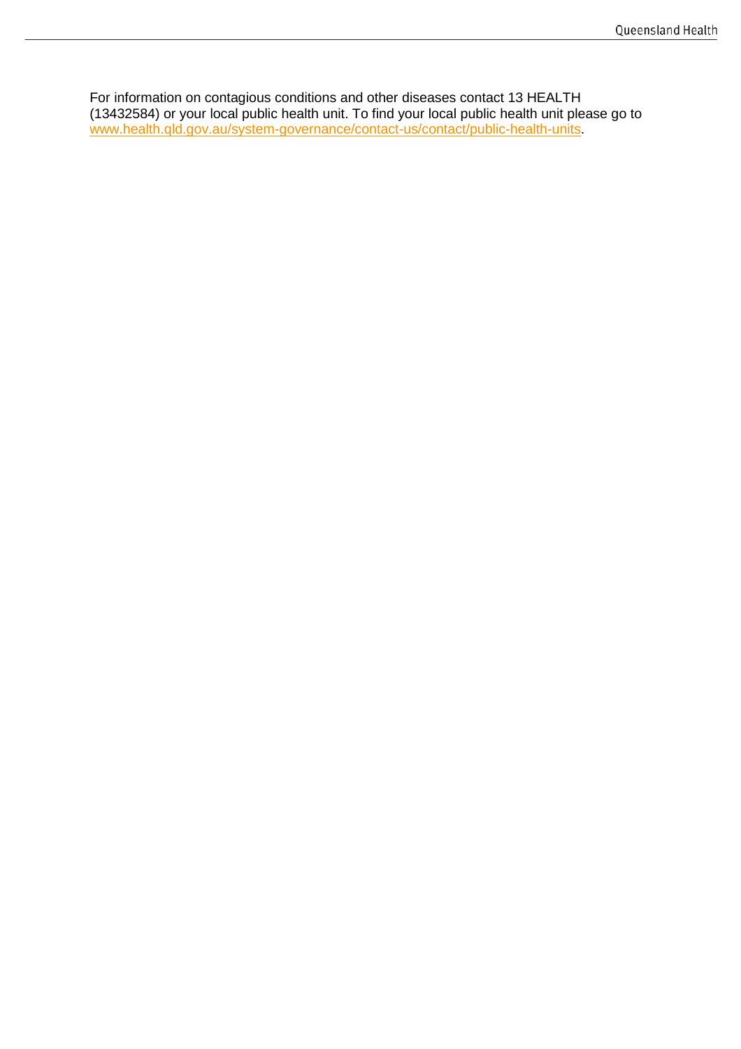For information on contagious conditions and other diseases contact 13 HEALTH (13432584) or your local public health unit. To find your local public health unit please go to [www.health.qld.gov.au/system-governance/contact-us/contact/public-health-units](http://www.health.qld.gov.au/system-governance/contact-us/contact/public-health-units).